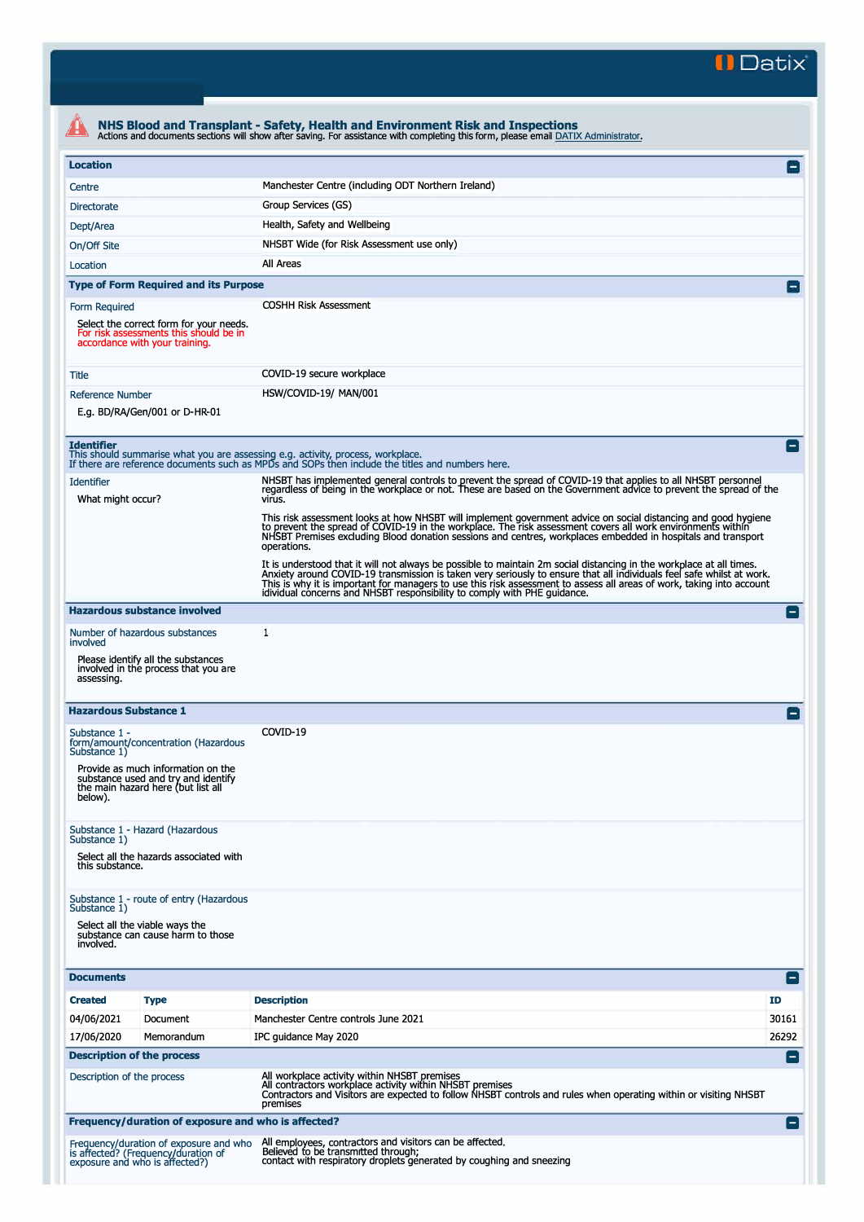# NHS Blood and Transplant - Safety, Health and Environment Risk and Inspections

Actions and documents sections will show after saving. For assistance with completing this form, please email DATIX Administrator.

## Location

| | |
|---|---|
| Centre | Manchester Centre (including ODT Northern Ireland) |
| Directorate | Group Services (GS) |
| Dept/Area | Health, Safety and Wellbeing |
| On/Off Site | NHSBT Wide (for Risk Assessment use only) |
| Location | All Areas |

## Type of Form Required and its Purpose

| | |
|---|---|
| Form Required<br><br>Select the correct form for your needs. For risk assessments this should be in accordance with your training. | COSHH Risk Assessment |
| Title | COVID-19 secure workplace |
| Reference Number<br><br>E.g. BD/RA/Gen/001 or D-HR-01 | HSW/COVID-19/ MAN/001 |

## Identifier

This should summarise what you are assessing e.g. activity, process, workplace.
If there are reference documents such as MPDs and SOPs then include the titles and numbers here.

**Identifier**

What might occur?

NHSBT has implemented general controls to prevent the spread of COVID-19 that applies to all NHSBT personnel regardless of being in the workplace or not. These are based on the Government advice to prevent the spread of the virus.

This risk assessment looks at how NHSBT will implement government advice on social distancing and good hygiene to prevent the spread of COVID-19 in the workplace. The risk assessment covers all work environments within NHSBT Premises excluding Blood donation sessions and centres, workplaces embedded in hospitals and transport operations.

It is understood that it will not always be possible to maintain 2m social distancing in the workplace at all times. Anxiety around COVID-19 transmission is taken very seriously to ensure that all individuals feel safe whilst at work. This is why it is important for managers to use this risk assessment to assess all areas of work, taking into account idividual concerns and NHSBT responsibility to comply with PHE guidance.

## Hazardous substance involved

| | |
|---|---|
| Number of hazardous substances involved<br><br>Please identify all the substances involved in the process that you are assessing. | 1 |

## Hazardous Substance 1

| | |
|---|---|
| Substance 1 - form/amount/concentration (Hazardous Substance 1)<br><br>Provide as much information on the substance used and try and identify the main hazard here (but list all below). | COVID-19 |
| Substance 1 - Hazard (Hazardous Substance 1)<br><br>Select all the hazards associated with this substance. | |
| Substance 1 - route of entry (Hazardous Substance 1)<br><br>Select all the viable ways the substance can cause harm to those involved. | |

## Documents

| Created | Type | Description | ID |
|---|---|---|---|
| 04/06/2021 | Document | Manchester Centre controls June 2021 | 30161 |
| 17/06/2020 | Memorandum | IPC guidance May 2020 | 26292 |

## Description of the process

**Description of the process**

All workplace activity within NHSBT premises
All contractors workplace activity within NHSBT premises
Contractors and Visitors are expected to follow NHSBT controls and rules when operating within or visiting NHSBT premises

## Frequency/duration of exposure and who is affected?

**Frequency/duration of exposure and who is affected? (Frequency/duration of exposure and who is affected?)**

All employees, contractors and visitors can be affected.
Believed to be transmitted through;
contact with respiratory droplets generated by coughing and sneezing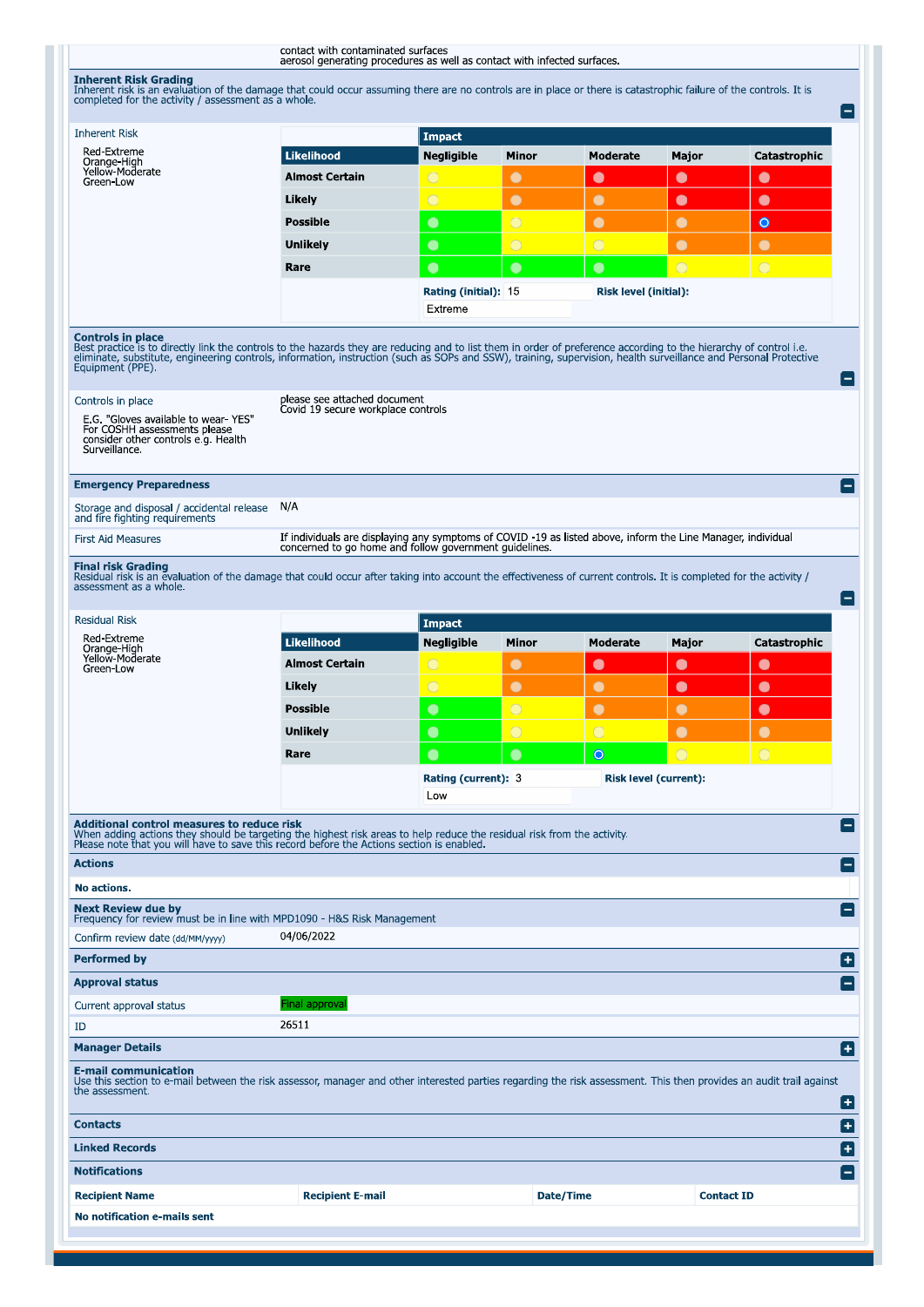contact with contaminated surfaces
aerosol generating procedures as well as contact with infected surfaces.

## Inherent Risk Grading

Inherent risk is an evaluation of the damage that could occur assuming there are no controls are in place or there is catastrophic failure of the controls. It is completed for the activity / assessment as a whole.

**Inherent Risk**

Red-Extreme
Orange-High
Yellow-Moderate
Green-Low

| | Impact | | | | |
|---|---|---|---|---|---|
| **Likelihood** | **Negligible** | **Minor** | **Moderate** | **Major** | **Catastrophic** |
| **Almost Certain** | | | | | |
| **Likely** | | | | | |
| **Possible** | | | | | ● |
| **Unlikely** | | | | | |
| **Rare** | | | | | |

**Rating (initial):** 15 **Risk level (initial):** Extreme

## Controls in place

Best practice is to directly link the controls to the hazards they are reducing and to list them in order of preference according to the hierarchy of control i.e. eliminate, substitute, engineering controls, information, instruction (such as SOPs and SSW), training, supervision, health surveillance and Personal Protective Equipment (PPE).

**Controls in place**

E.G. "Gloves available to wear- YES" For COSHH assessments please consider other controls e.g. Health Surveillance.

please see attached document
Covid 19 secure workplace controls

## Emergency Preparedness

**Storage and disposal / accidental release and fire fighting requirements:** N/A

**First Aid Measures:** If individuals are displaying any symptoms of COVID -19 as listed above, inform the Line Manager, individual concerned to go home and follow government guidelines.

## Final risk Grading

Residual risk is an evaluation of the damage that could occur after taking into account the effectiveness of current controls. It is completed for the activity / assessment as a whole.

**Residual Risk**

Red-Extreme
Orange-High
Yellow-Moderate
Green-Low

| | Impact | | | | |
|---|---|---|---|---|---|
| **Likelihood** | **Negligible** | **Minor** | **Moderate** | **Major** | **Catastrophic** |
| **Almost Certain** | | | | | |
| **Likely** | | | | | |
| **Possible** | | | | | |
| **Unlikely** | | | | | |
| **Rare** | | | ● | | |

**Rating (current):** 3 **Risk level (current):** Low

## Additional control measures to reduce risk

When adding actions they should be targeting the highest risk areas to help reduce the residual risk from the activity.
Please note that you will have to save this record before the Actions section is enabled.

## Actions

**No actions.**

## Next Review due by

Frequency for review must be in line with MPD1090 - H&S Risk Management

**Confirm review date** (dd/MM/yyyy): 04/06/2022

## Performed by

## Approval status

**Current approval status:** Final approval

**ID:** 26511

## Manager Details

## E-mail communication

Use this section to e-mail between the risk assessor, manager and other interested parties regarding the risk assessment. This then provides an audit trail against the assessment.

## Contacts

## Linked Records

## Notifications

| Recipient Name | Recipient E-mail | Date/Time | Contact ID |
|---|---|---|---|
| **No notification e-mails sent** | | | |